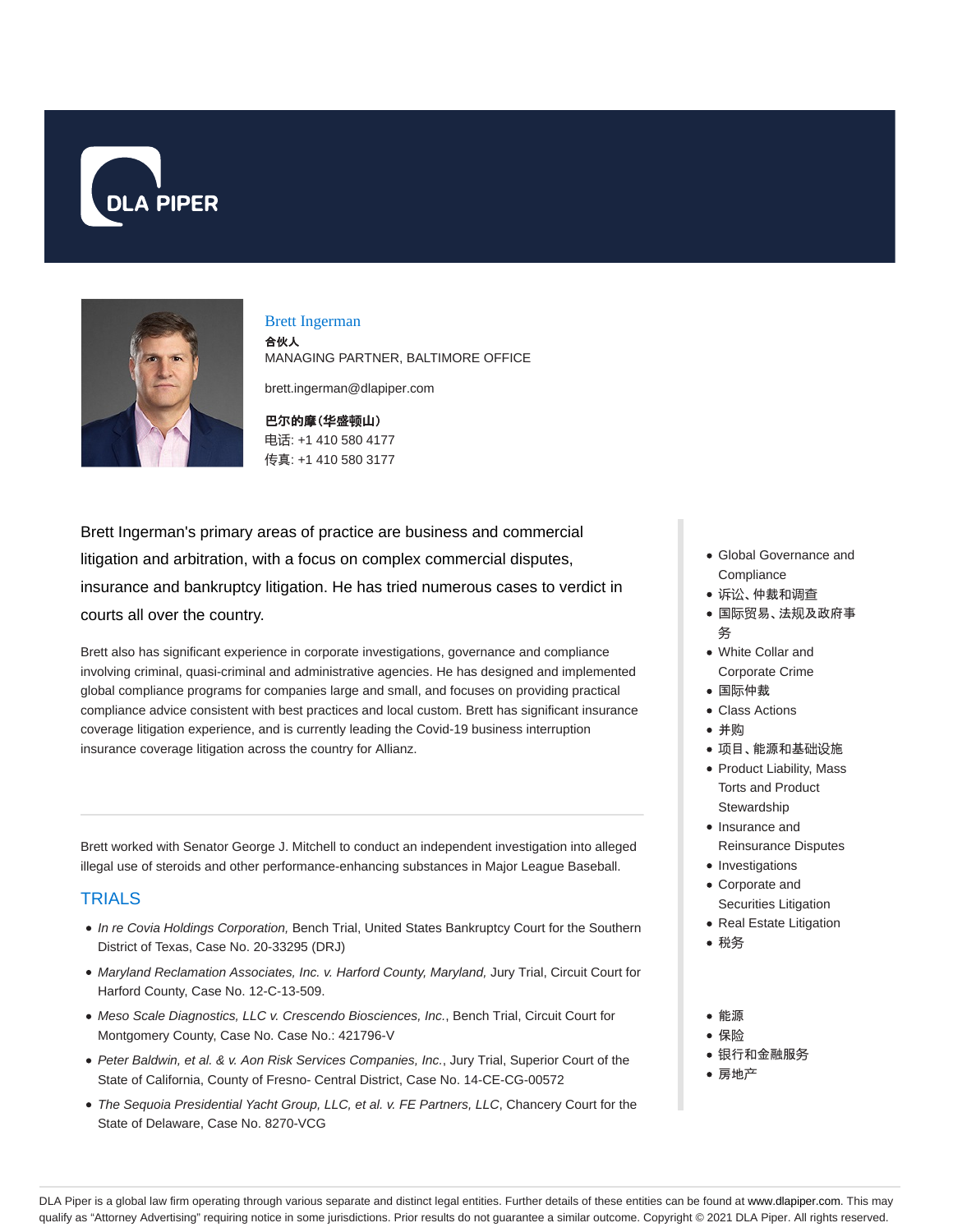Brett Ingerman

**合伙人**

MANAGING PARTNER, BALTIMORE OFFICE

brett.ingerman@dlapiper.com

**巴尔的摩(华盛顿山)**
电话: +1 410 580 4177
传真: +1 410 580 3177

Brett Ingerman's primary areas of practice are business and commercial litigation and arbitration, with a focus on complex commercial disputes, insurance and bankruptcy litigation. He has tried numerous cases to verdict in courts all over the country.

Brett also has significant experience in corporate investigations, governance and compliance involving criminal, quasi-criminal and administrative agencies. He has designed and implemented global compliance programs for companies large and small, and focuses on providing practical compliance advice consistent with best practices and local custom. Brett has significant insurance coverage litigation experience, and is currently leading the Covid-19 business interruption insurance coverage litigation across the country for Allianz.

Brett worked with Senator George J. Mitchell to conduct an independent investigation into alleged illegal use of steroids and other performance-enhancing substances in Major League Baseball.

## TRIALS

- *In re Covia Holdings Corporation,* Bench Trial, United States Bankruptcy Court for the Southern District of Texas, Case No. 20-33295 (DRJ)
- *Maryland Reclamation Associates, Inc. v. Harford County, Maryland,* Jury Trial, Circuit Court for Harford County, Case No. 12-C-13-509.
- *Meso Scale Diagnostics, LLC v. Crescendo Biosciences, Inc.*, Bench Trial, Circuit Court for Montgomery County, Case No. Case No.: 421796-V
- *Peter Baldwin, et al. & v. Aon Risk Services Companies, Inc.*, Jury Trial, Superior Court of the State of California, County of Fresno- Central District, Case No. 14-CE-CG-00572
- *The Sequoia Presidential Yacht Group, LLC, et al. v. FE Partners, LLC*, Chancery Court for the State of Delaware, Case No. 8270-VCG

- Global Governance and Compliance
- 诉讼、仲裁和调查
- 国际贸易、法规及政府事务
- White Collar and Corporate Crime
- 国际仲裁
- Class Actions
- 并购
- 项目、能源和基础设施
- Product Liability, Mass Torts and Product Stewardship
- Insurance and Reinsurance Disputes
- Investigations
- Corporate and Securities Litigation
- Real Estate Litigation
- 税务

- 能源
- 保险
- 银行和金融服务
- 房地产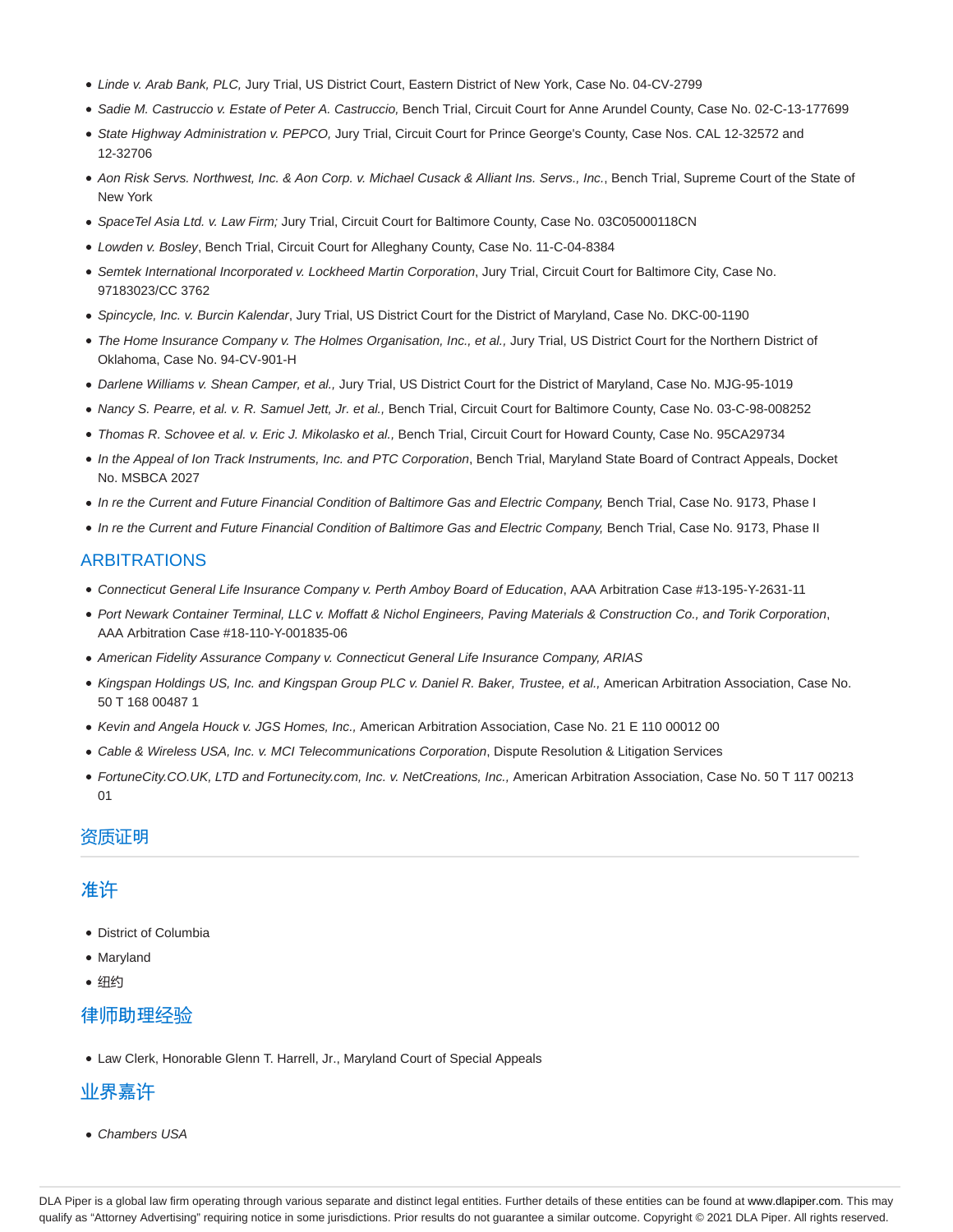- *Linde v. Arab Bank, PLC,* Jury Trial, US District Court, Eastern District of New York, Case No. 04-CV-2799
- *Sadie M. Castruccio v. Estate of Peter A. Castruccio,* Bench Trial, Circuit Court for Anne Arundel County, Case No. 02-C-13-177699
- *State Highway Administration v. PEPCO,* Jury Trial, Circuit Court for Prince George's County, Case Nos. CAL 12-32572 and 12-32706
- *Aon Risk Servs. Northwest, Inc. & Aon Corp. v. Michael Cusack & Alliant Ins. Servs., Inc.*, Bench Trial, Supreme Court of the State of New York
- *SpaceTel Asia Ltd. v. Law Firm;* Jury Trial, Circuit Court for Baltimore County, Case No. 03C05000118CN
- *Lowden v. Bosley*, Bench Trial, Circuit Court for Alleghany County, Case No. 11-C-04-8384
- *Semtek International Incorporated v. Lockheed Martin Corporation*, Jury Trial, Circuit Court for Baltimore City, Case No. 97183023/CC 3762
- *Spincycle, Inc. v. Burcin Kalendar*, Jury Trial, US District Court for the District of Maryland, Case No. DKC-00-1190
- *The Home Insurance Company v. The Holmes Organisation, Inc., et al.,* Jury Trial, US District Court for the Northern District of Oklahoma, Case No. 94-CV-901-H
- *Darlene Williams v. Shean Camper, et al.,* Jury Trial, US District Court for the District of Maryland, Case No. MJG-95-1019
- *Nancy S. Pearre, et al. v. R. Samuel Jett, Jr. et al.,* Bench Trial, Circuit Court for Baltimore County, Case No. 03-C-98-008252
- *Thomas R. Schovee et al. v. Eric J. Mikolasko et al.,* Bench Trial, Circuit Court for Howard County, Case No. 95CA29734
- *In the Appeal of Ion Track Instruments, Inc. and PTC Corporation*, Bench Trial, Maryland State Board of Contract Appeals, Docket No. MSBCA 2027
- *In re the Current and Future Financial Condition of Baltimore Gas and Electric Company,* Bench Trial, Case No. 9173, Phase I
- *In re the Current and Future Financial Condition of Baltimore Gas and Electric Company,* Bench Trial, Case No. 9173, Phase II

## ARBITRATIONS

- *Connecticut General Life Insurance Company v. Perth Amboy Board of Education*, AAA Arbitration Case #13-195-Y-2631-11
- *Port Newark Container Terminal, LLC v. Moffatt & Nichol Engineers, Paving Materials & Construction Co., and Torik Corporation*, AAA Arbitration Case #18-110-Y-001835-06
- *American Fidelity Assurance Company v. Connecticut General Life Insurance Company, ARIAS*
- *Kingspan Holdings US, Inc. and Kingspan Group PLC v. Daniel R. Baker, Trustee, et al.,* American Arbitration Association, Case No. 50 T 168 00487 1
- *Kevin and Angela Houck v. JGS Homes, Inc.,* American Arbitration Association, Case No. 21 E 110 00012 00
- *Cable & Wireless USA, Inc. v. MCI Telecommunications Corporation*, Dispute Resolution & Litigation Services
- *FortuneCity.CO.UK, LTD and Fortunecity.com, Inc. v. NetCreations, Inc.,* American Arbitration Association, Case No. 50 T 117 00213 01

## 资质证明

### 准许

- District of Columbia
- Maryland
- 纽约

### 律师助理经验

- Law Clerk, Honorable Glenn T. Harrell, Jr., Maryland Court of Special Appeals

### 业界嘉许

- *Chambers USA*

DLA Piper is a global law firm operating through various separate and distinct legal entities. Further details of these entities can be found at www.dlapiper.com. This may qualify as "Attorney Advertising" requiring notice in some jurisdictions. Prior results do not guarantee a similar outcome. Copyright © 2021 DLA Piper. All rights reserved.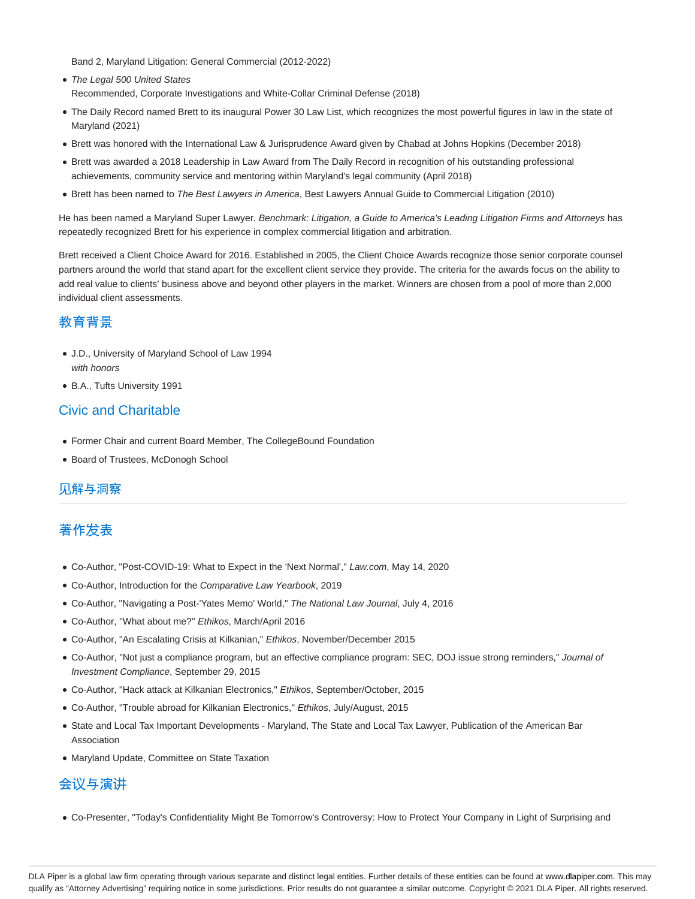Band 2, Maryland Litigation: General Commercial (2012-2022)

- *The Legal 500 United States*
  Recommended, Corporate Investigations and White-Collar Criminal Defense (2018)
- The Daily Record named Brett to its inaugural Power 30 Law List, which recognizes the most powerful figures in law in the state of Maryland (2021)
- Brett was honored with the International Law & Jurisprudence Award given by Chabad at Johns Hopkins (December 2018)
- Brett was awarded a 2018 Leadership in Law Award from The Daily Record in recognition of his outstanding professional achievements, community service and mentoring within Maryland's legal community (April 2018)
- Brett has been named to *The Best Lawyers in America*, Best Lawyers Annual Guide to Commercial Litigation (2010)

He has been named a Maryland Super Lawyer. *Benchmark: Litigation, a Guide to America's Leading Litigation Firms and Attorneys* has repeatedly recognized Brett for his experience in complex commercial litigation and arbitration.

Brett received a Client Choice Award for 2016. Established in 2005, the Client Choice Awards recognize those senior corporate counsel partners around the world that stand apart for the excellent client service they provide. The criteria for the awards focus on the ability to add real value to clients' business above and beyond other players in the market. Winners are chosen from a pool of more than 2,000 individual client assessments.

## 教育背景

- J.D., University of Maryland School of Law 1994
  *with honors*
- B.A., Tufts University 1991

## Civic and Charitable

- Former Chair and current Board Member, The CollegeBound Foundation
- Board of Trustees, McDonogh School

## 见解与洞察

## 著作发表

- Co-Author, "Post-COVID-19: What to Expect in the 'Next Normal'," *Law.com*, May 14, 2020
- Co-Author, Introduction for the *Comparative Law Yearbook*, 2019
- Co-Author, "Navigating a Post-'Yates Memo' World," *The National Law Journal*, July 4, 2016
- Co-Author, "What about me?" *Ethikos*, March/April 2016
- Co-Author, "An Escalating Crisis at Kilkanian," *Ethikos*, November/December 2015
- Co-Author, "Not just a compliance program, but an effective compliance program: SEC, DOJ issue strong reminders," *Journal of Investment Compliance*, September 29, 2015
- Co-Author, "Hack attack at Kilkanian Electronics," *Ethikos*, September/October, 2015
- Co-Author, "Trouble abroad for Kilkanian Electronics," *Ethikos*, July/August, 2015
- State and Local Tax Important Developments - Maryland, The State and Local Tax Lawyer, Publication of the American Bar Association
- Maryland Update, Committee on State Taxation

## 会议与演讲

- Co-Presenter, "Today's Confidentiality Might Be Tomorrow's Controversy: How to Protect Your Company in Light of Surprising and

DLA Piper is a global law firm operating through various separate and distinct legal entities. Further details of these entities can be found at www.dlapiper.com. This may qualify as "Attorney Advertising" requiring notice in some jurisdictions. Prior results do not guarantee a similar outcome. Copyright © 2021 DLA Piper. All rights reserved.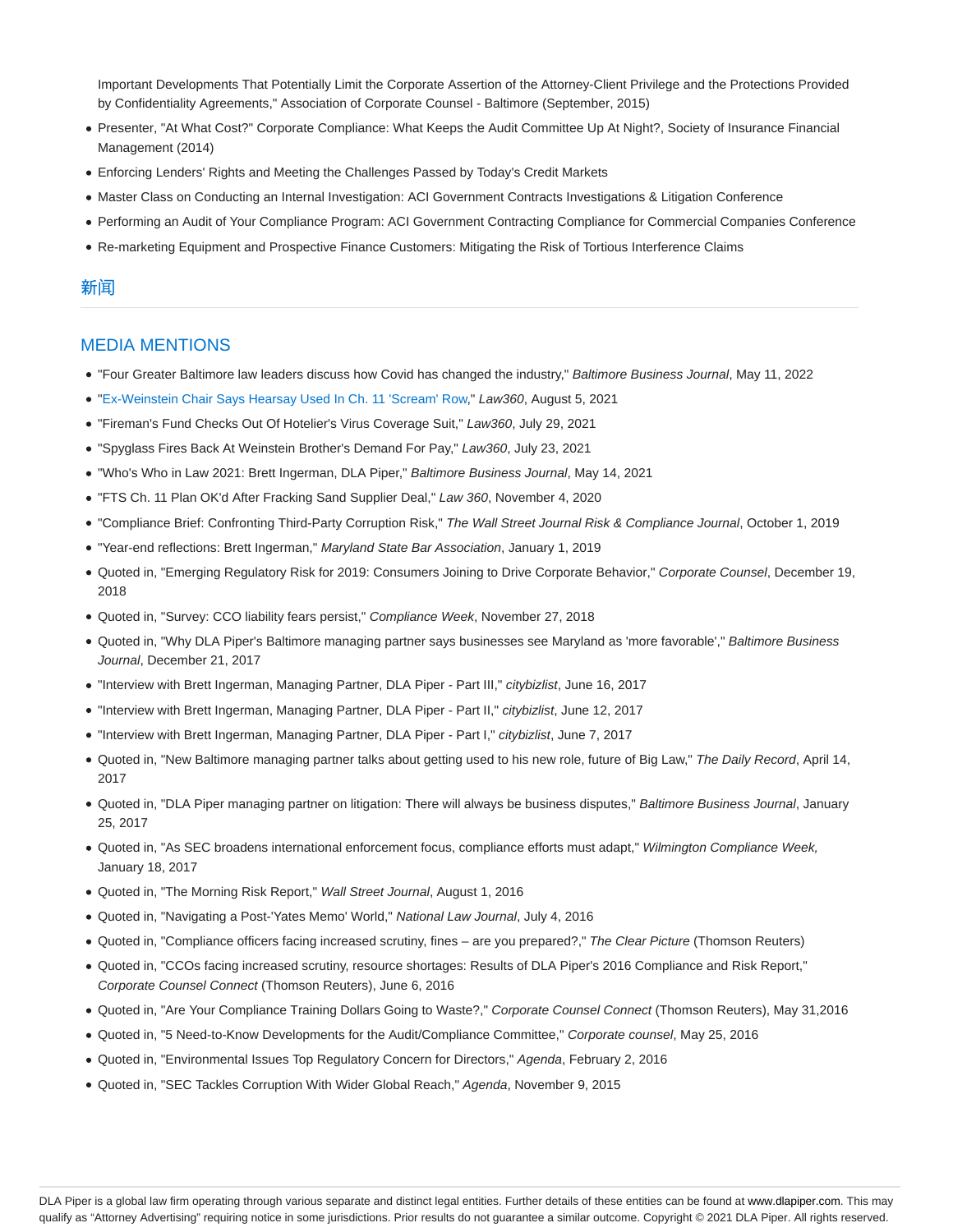Important Developments That Potentially Limit the Corporate Assertion of the Attorney-Client Privilege and the Protections Provided by Confidentiality Agreements," Association of Corporate Counsel - Baltimore (September, 2015)

- Presenter, "At What Cost?" Corporate Compliance: What Keeps the Audit Committee Up At Night?, Society of Insurance Financial Management (2014)
- Enforcing Lenders' Rights and Meeting the Challenges Passed by Today's Credit Markets
- Master Class on Conducting an Internal Investigation: ACI Government Contracts Investigations & Litigation Conference
- Performing an Audit of Your Compliance Program: ACI Government Contracting Compliance for Commercial Companies Conference
- Re-marketing Equipment and Prospective Finance Customers: Mitigating the Risk of Tortious Interference Claims

## 新闻

## MEDIA MENTIONS

- "Four Greater Baltimore law leaders discuss how Covid has changed the industry," *Baltimore Business Journal*, May 11, 2022
- "Ex-Weinstein Chair Says Hearsay Used In Ch. 11 'Scream' Row," *Law360*, August 5, 2021
- "Fireman's Fund Checks Out Of Hotelier's Virus Coverage Suit," *Law360*, July 29, 2021
- "Spyglass Fires Back At Weinstein Brother's Demand For Pay," *Law360*, July 23, 2021
- "Who's Who in Law 2021: Brett Ingerman, DLA Piper," *Baltimore Business Journal*, May 14, 2021
- "FTS Ch. 11 Plan OK'd After Fracking Sand Supplier Deal," *Law 360*, November 4, 2020
- "Compliance Brief: Confronting Third-Party Corruption Risk," *The Wall Street Journal Risk & Compliance Journal*, October 1, 2019
- "Year-end reflections: Brett Ingerman," *Maryland State Bar Association*, January 1, 2019
- Quoted in, "Emerging Regulatory Risk for 2019: Consumers Joining to Drive Corporate Behavior," *Corporate Counsel*, December 19, 2018
- Quoted in, "Survey: CCO liability fears persist," *Compliance Week*, November 27, 2018
- Quoted in, "Why DLA Piper's Baltimore managing partner says businesses see Maryland as 'more favorable'," *Baltimore Business Journal*, December 21, 2017
- "Interview with Brett Ingerman, Managing Partner, DLA Piper - Part III," *citybizlist*, June 16, 2017
- "Interview with Brett Ingerman, Managing Partner, DLA Piper - Part II," *citybizlist*, June 12, 2017
- "Interview with Brett Ingerman, Managing Partner, DLA Piper - Part I," *citybizlist*, June 7, 2017
- Quoted in, "New Baltimore managing partner talks about getting used to his new role, future of Big Law," *The Daily Record*, April 14, 2017
- Quoted in, "DLA Piper managing partner on litigation: There will always be business disputes," *Baltimore Business Journal*, January 25, 2017
- Quoted in, "As SEC broadens international enforcement focus, compliance efforts must adapt," *Wilmington Compliance Week,* January 18, 2017
- Quoted in, "The Morning Risk Report," *Wall Street Journal*, August 1, 2016
- Quoted in, "Navigating a Post-'Yates Memo' World," *National Law Journal*, July 4, 2016
- Quoted in, "Compliance officers facing increased scrutiny, fines – are you prepared?," *The Clear Picture* (Thomson Reuters)
- Quoted in, "CCOs facing increased scrutiny, resource shortages: Results of DLA Piper's 2016 Compliance and Risk Report," *Corporate Counsel Connect* (Thomson Reuters), June 6, 2016
- Quoted in, "Are Your Compliance Training Dollars Going to Waste?," *Corporate Counsel Connect* (Thomson Reuters), May 31,2016
- Quoted in, "5 Need-to-Know Developments for the Audit/Compliance Committee," *Corporate counsel*, May 25, 2016
- Quoted in, "Environmental Issues Top Regulatory Concern for Directors," *Agenda*, February 2, 2016
- Quoted in, "SEC Tackles Corruption With Wider Global Reach," *Agenda*, November 9, 2015